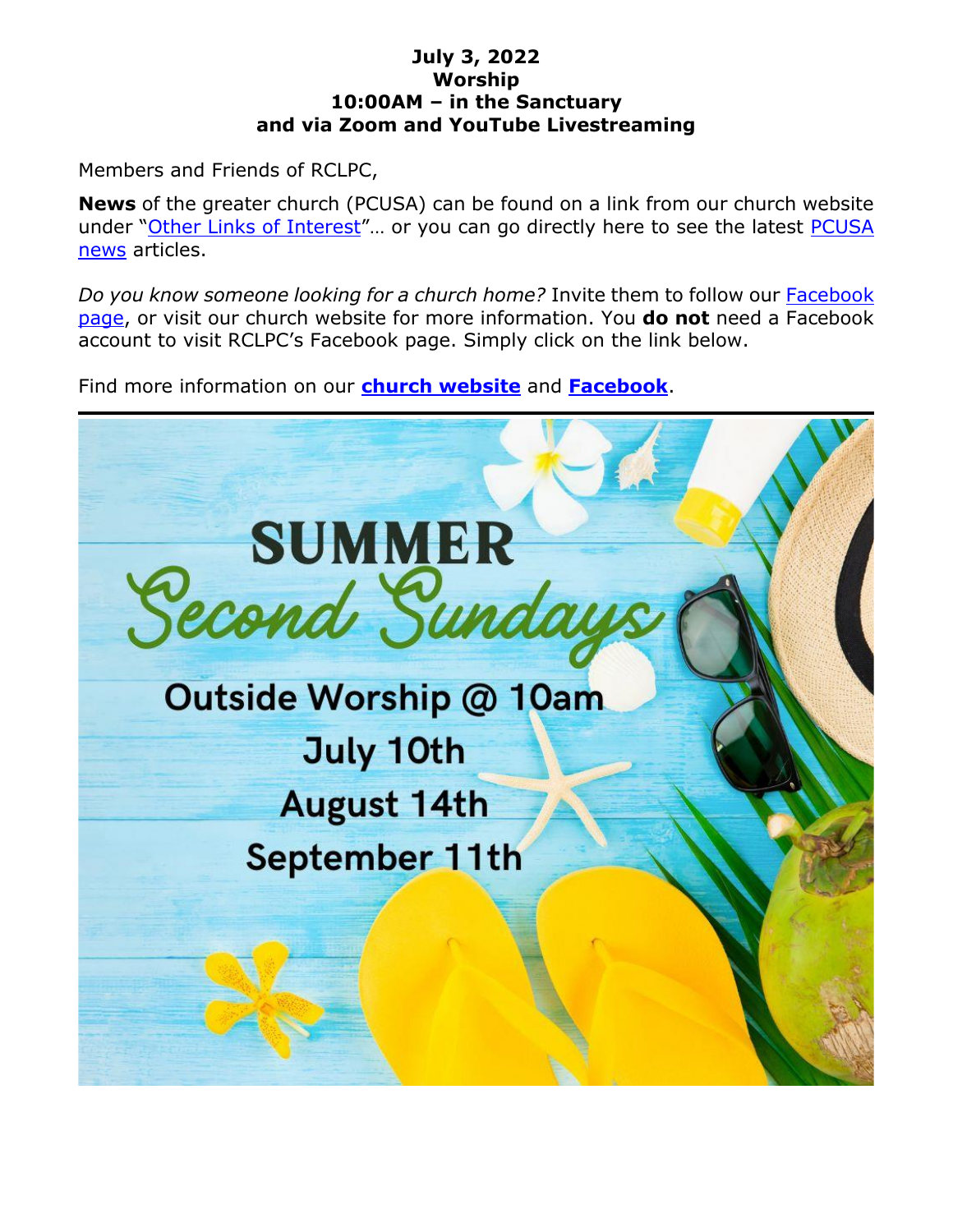**July 3, 2022**
**Worship**
**10:00AM – in the Sanctuary**
**and via Zoom and YouTube Livestreaming**

Members and Friends of RCLPC,

**News** of the greater church (PCUSA) can be found on a link from our church website under "Other Links of Interest"… or you can go directly here to see the latest PCUSA news articles.

*Do you know someone looking for a church home?* Invite them to follow our Facebook page, or visit our church website for more information. You **do not** need a Facebook account to visit RCLPC's Facebook page. Simply click on the link below.

Find more information on our **church website** and **Facebook**.

---

SUMMER
Second Sundays

Outside Worship @ 10am
July 10th
August 14th
September 11th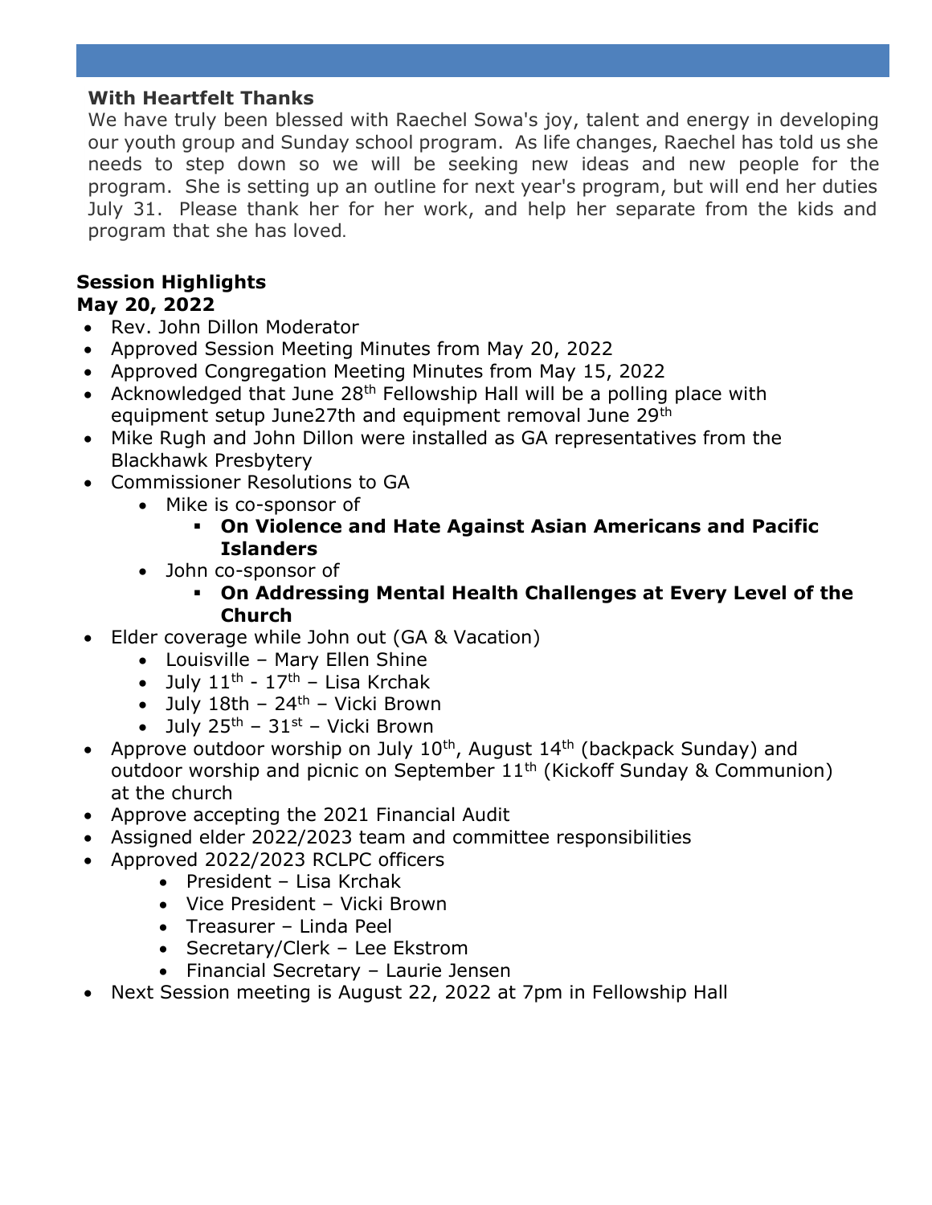**With Heartfelt Thanks**

We have truly been blessed with Raechel Sowa's joy, talent and energy in developing our youth group and Sunday school program. As life changes, Raechel has told us she needs to step down so we will be seeking new ideas and new people for the program. She is setting up an outline for next year's program, but will end her duties July 31. Please thank her for her work, and help her separate from the kids and program that she has loved.

**Session Highlights**
**May 20, 2022**

- Rev. John Dillon Moderator
- Approved Session Meeting Minutes from May 20, 2022
- Approved Congregation Meeting Minutes from May 15, 2022
- Acknowledged that June 28th Fellowship Hall will be a polling place with equipment setup June27th and equipment removal June 29th
- Mike Rugh and John Dillon were installed as GA representatives from the Blackhawk Presbytery
- Commissioner Resolutions to GA
  - Mike is co-sponsor of
    - **On Violence and Hate Against Asian Americans and Pacific Islanders**
  - John co-sponsor of
    - **On Addressing Mental Health Challenges at Every Level of the Church**
- Elder coverage while John out (GA & Vacation)
  - Louisville – Mary Ellen Shine
  - July 11th - 17th – Lisa Krchak
  - July 18th – 24th – Vicki Brown
  - July 25th – 31st – Vicki Brown
- Approve outdoor worship on July 10th, August 14th (backpack Sunday) and outdoor worship and picnic on September 11th (Kickoff Sunday & Communion) at the church
- Approve accepting the 2021 Financial Audit
- Assigned elder 2022/2023 team and committee responsibilities
- Approved 2022/2023 RCLPC officers
  - President – Lisa Krchak
  - Vice President – Vicki Brown
  - Treasurer – Linda Peel
  - Secretary/Clerk – Lee Ekstrom
  - Financial Secretary – Laurie Jensen
- Next Session meeting is August 22, 2022 at 7pm in Fellowship Hall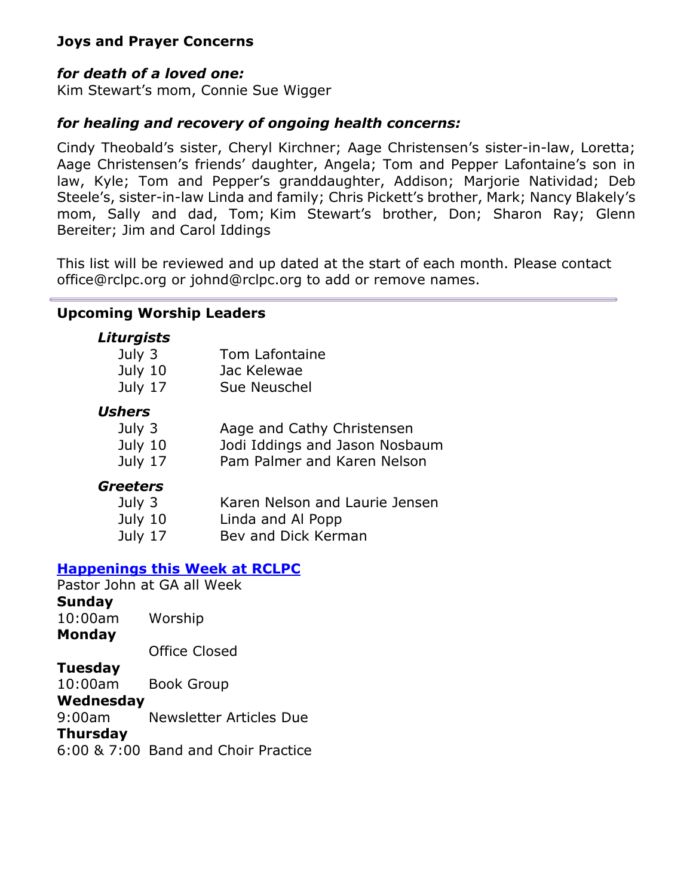**Joys and Prayer Concerns**

***for death of a loved one:***

Kim Stewart's mom, Connie Sue Wigger

***for healing and recovery of ongoing health concerns:***

Cindy Theobald's sister, Cheryl Kirchner; Aage Christensen's sister-in-law, Loretta; Aage Christensen's friends' daughter, Angela; Tom and Pepper Lafontaine's son in law, Kyle; Tom and Pepper's granddaughter, Addison; Marjorie Natividad; Deb Steele's, sister-in-law Linda and family; Chris Pickett's brother, Mark; Nancy Blakely's mom, Sally and dad, Tom; Kim Stewart's brother, Don; Sharon Ray; Glenn Bereiter; Jim and Carol Iddings

This list will be reviewed and up dated at the start of each month. Please contact office@rclpc.org or johnd@rclpc.org to add or remove names.

---

**Upcoming Worship Leaders**

***Liturgists***

| | |
|---|---|
| July 3 | Tom Lafontaine |
| July 10 | Jac Kelewae |
| July 17 | Sue Neuschel |

***Ushers***

| | |
|---|---|
| July 3 | Aage and Cathy Christensen |
| July 10 | Jodi Iddings and Jason Nosbaum |
| July 17 | Pam Palmer and Karen Nelson |

***Greeters***

| | |
|---|---|
| July 3 | Karen Nelson and Laurie Jensen |
| July 10 | Linda and Al Popp |
| July 17 | Bev and Dick Kerman |

**Happenings this Week at RCLPC**

Pastor John at GA all Week

**Sunday**

10:00am Worship

**Monday**

Office Closed

**Tuesday**

10:00am Book Group

**Wednesday**

9:00am Newsletter Articles Due

**Thursday**

6:00 & 7:00 Band and Choir Practice